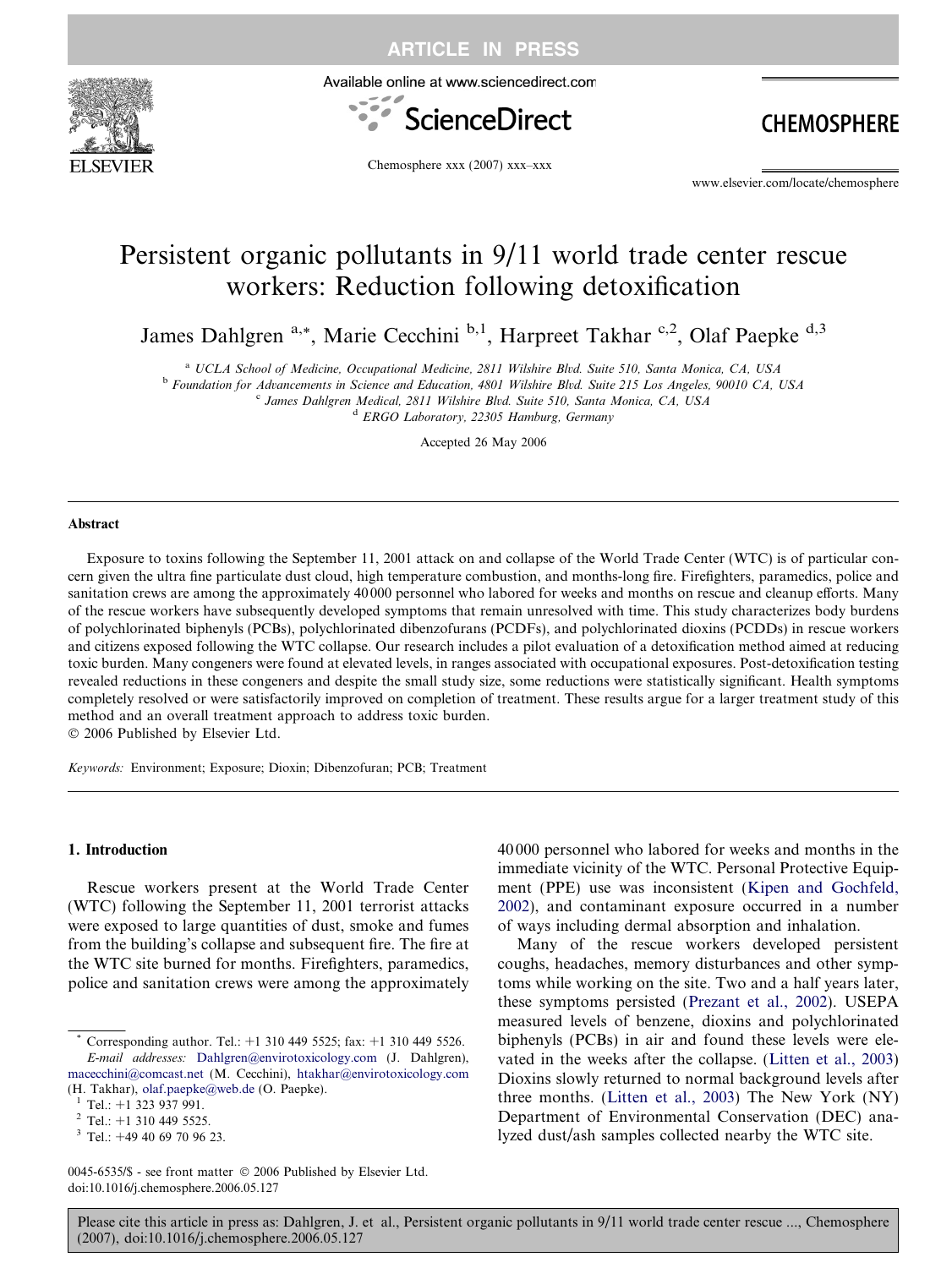ARTICLE IN PRESS

# Persistent organic pollutants in 9/11 world trade center rescue workers: Reduction following detoxification

James Dahlgren [a,*], Marie Cecchini [b,1], Harpreet Takhar [c,2], Olaf Paepke [d,3]

[a] UCLA School of Medicine, Occupational Medicine, 2811 Wilshire Blvd. Suite 510, Santa Monica, CA, USA
[b] Foundation for Advancements in Science and Education, 4801 Wilshire Blvd. Suite 215 Los Angeles, 90010 CA, USA
[c] James Dahlgren Medical, 2811 Wilshire Blvd. Suite 510, Santa Monica, CA, USA
[d] ERGO Laboratory, 22305 Hamburg, Germany

Accepted 26 May 2006

## Abstract

Exposure to toxins following the September 11, 2001 attack on and collapse of the World Trade Center (WTC) is of particular concern given the ultra fine particulate dust cloud, high temperature combustion, and months-long fire. Firefighters, paramedics, police and sanitation crews are among the approximately 40 000 personnel who labored for weeks and months on rescue and cleanup efforts. Many of the rescue workers have subsequently developed symptoms that remain unresolved with time. This study characterizes body burdens of polychlorinated biphenyls (PCBs), polychlorinated dibenzofurans (PCDFs), and polychlorinated dioxins (PCDDs) in rescue workers and citizens exposed following the WTC collapse. Our research includes a pilot evaluation of a detoxification method aimed at reducing toxic burden. Many congeners were found at elevated levels, in ranges associated with occupational exposures. Post-detoxification testing revealed reductions in these congeners and despite the small study size, some reductions were statistically significant. Health symptoms completely resolved or were satisfactorily improved on completion of treatment. These results argue for a larger treatment study of this method and an overall treatment approach to address toxic burden.

© 2006 Published by Elsevier Ltd.

*Keywords:* Environment; Exposure; Dioxin; Dibenzofuran; PCB; Treatment

## 1. Introduction

Rescue workers present at the World Trade Center (WTC) following the September 11, 2001 terrorist attacks were exposed to large quantities of dust, smoke and fumes from the building's collapse and subsequent fire. The fire at the WTC site burned for months. Firefighters, paramedics, police and sanitation crews were among the approximately 40 000 personnel who labored for weeks and months in the immediate vicinity of the WTC. Personal Protective Equipment (PPE) use was inconsistent (Kipen and Gochfeld, 2002), and contaminant exposure occurred in a number of ways including dermal absorption and inhalation.

Many of the rescue workers developed persistent coughs, headaches, memory disturbances and other symptoms while working on the site. Two and a half years later, these symptoms persisted (Prezant et al., 2002). USEPA measured levels of benzene, dioxins and polychlorinated biphenyls (PCBs) in air and found these levels were elevated in the weeks after the collapse. (Litten et al., 2003) Dioxins slowly returned to normal background levels after three months. (Litten et al., 2003) The New York (NY) Department of Environmental Conservation (DEC) analyzed dust/ash samples collected nearby the WTC site.

* Corresponding author. Tel.: +1 310 449 5525; fax: +1 310 449 5526.
*E-mail addresses:* Dahlgren@envirotoxicology.com (J. Dahlgren), macecchini@comcast.net (M. Cecchini), htakhar@envirotoxicology.com (H. Takhar), olaf.paepke@web.de (O. Paepke).

[1] Tel.: +1 323 937 991.
[2] Tel.: +1 310 449 5525.
[3] Tel.: +49 40 69 70 96 23.

0045-6535/$ - see front matter © 2006 Published by Elsevier Ltd.
doi:10.1016/j.chemosphere.2006.05.127

Please cite this article in press as: Dahlgren, J. et al., Persistent organic pollutants in 9/11 world trade center rescue ..., Chemosphere (2007), doi:10.1016/j.chemosphere.2006.05.127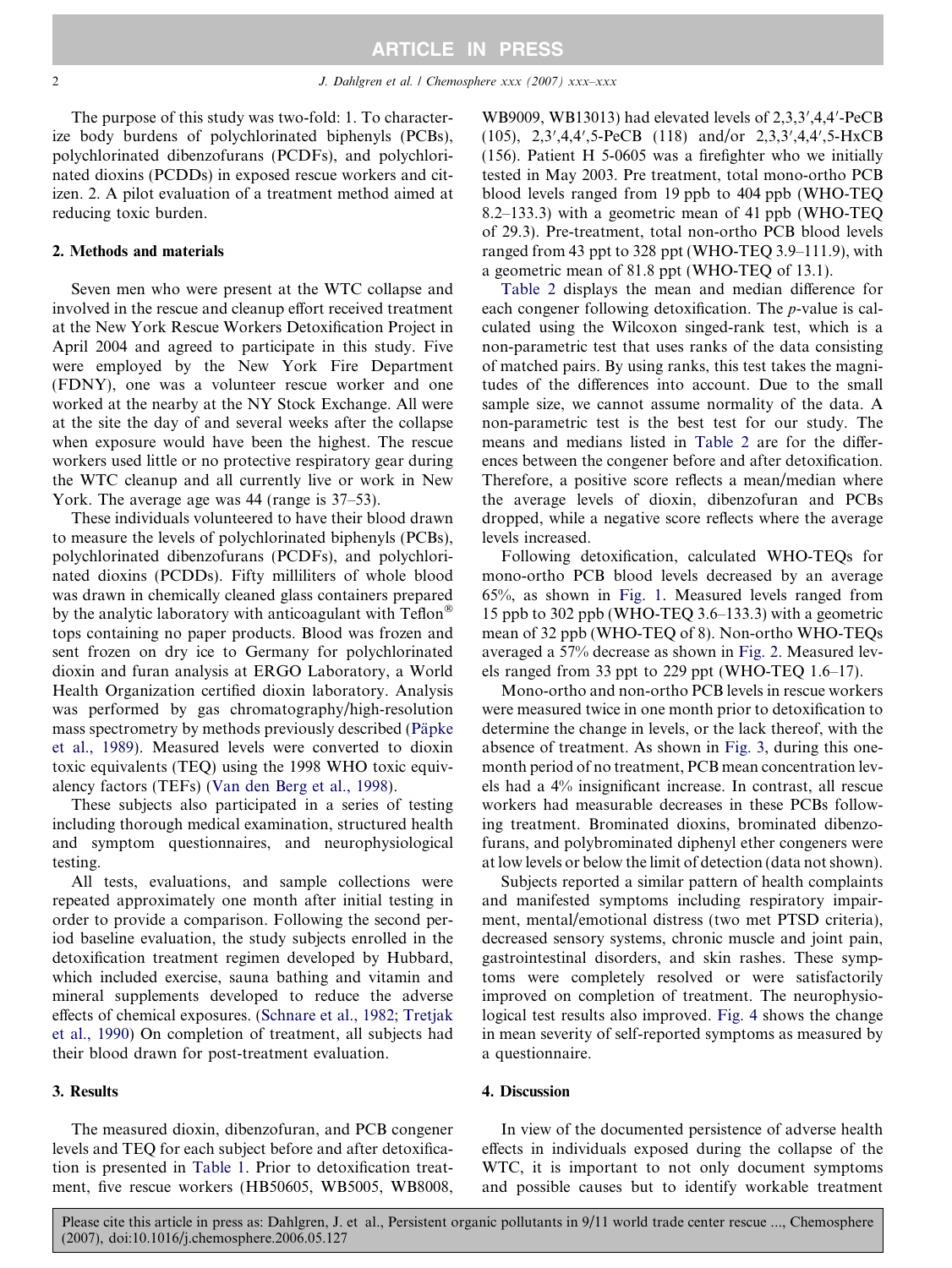The purpose of this study was two-fold: 1. To characterize body burdens of polychlorinated biphenyls (PCBs), polychlorinated dibenzofurans (PCDFs), and polychlorinated dioxins (PCDDs) in exposed rescue workers and citizen. 2. A pilot evaluation of a treatment method aimed at reducing toxic burden.

## 2. Methods and materials

Seven men who were present at the WTC collapse and involved in the rescue and cleanup effort received treatment at the New York Rescue Workers Detoxification Project in April 2004 and agreed to participate in this study. Five were employed by the New York Fire Department (FDNY), one was a volunteer rescue worker and one worked at the nearby at the NY Stock Exchange. All were at the site the day of and several weeks after the collapse when exposure would have been the highest. The rescue workers used little or no protective respiratory gear during the WTC cleanup and all currently live or work in New York. The average age was 44 (range is 37–53).

These individuals volunteered to have their blood drawn to measure the levels of polychlorinated biphenyls (PCBs), polychlorinated dibenzofurans (PCDFs), and polychlorinated dioxins (PCDDs). Fifty milliliters of whole blood was drawn in chemically cleaned glass containers prepared by the analytic laboratory with anticoagulant with Teflon® tops containing no paper products. Blood was frozen and sent frozen on dry ice to Germany for polychlorinated dioxin and furan analysis at ERGO Laboratory, a World Health Organization certified dioxin laboratory. Analysis was performed by gas chromatography/high-resolution mass spectrometry by methods previously described (Päpke et al., 1989). Measured levels were converted to dioxin toxic equivalents (TEQ) using the 1998 WHO toxic equivalency factors (TEFs) (Van den Berg et al., 1998).

These subjects also participated in a series of testing including thorough medical examination, structured health and symptom questionnaires, and neurophysiological testing.

All tests, evaluations, and sample collections were repeated approximately one month after initial testing in order to provide a comparison. Following the second period baseline evaluation, the study subjects enrolled in the detoxification treatment regimen developed by Hubbard, which included exercise, sauna bathing and vitamin and mineral supplements developed to reduce the adverse effects of chemical exposures. (Schnare et al., 1982; Tretjak et al., 1990) On completion of treatment, all subjects had their blood drawn for post-treatment evaluation.

## 3. Results

The measured dioxin, dibenzofuran, and PCB congener levels and TEQ for each subject before and after detoxification is presented in Table 1. Prior to detoxification treatment, five rescue workers (HB50605, WB5005, WB8008, WB9009, WB13013) had elevated levels of 2,3,3′,4,4′-PeCB (105), 2,3′,4,4′,5-PeCB (118) and/or 2,3,3′,4,4′,5-HxCB (156). Patient H 5-0605 was a firefighter who we initially tested in May 2003. Pre treatment, total mono-ortho PCB blood levels ranged from 19 ppb to 404 ppb (WHO-TEQ 8.2–133.3) with a geometric mean of 41 ppb (WHO-TEQ of 29.3). Pre-treatment, total non-ortho PCB blood levels ranged from 43 ppt to 328 ppt (WHO-TEQ 3.9–111.9), with a geometric mean of 81.8 ppt (WHO-TEQ of 13.1).

Table 2 displays the mean and median difference for each congener following detoxification. The $p$-value is calculated using the Wilcoxon singed-rank test, which is a non-parametric test that uses ranks of the data consisting of matched pairs. By using ranks, this test takes the magnitudes of the differences into account. Due to the small sample size, we cannot assume normality of the data. A non-parametric test is the best test for our study. The means and medians listed in Table 2 are for the differences between the congener before and after detoxification. Therefore, a positive score reflects a mean/median where the average levels of dioxin, dibenzofuran and PCBs dropped, while a negative score reflects where the average levels increased.

Following detoxification, calculated WHO-TEQs for mono-ortho PCB blood levels decreased by an average 65%, as shown in Fig. 1. Measured levels ranged from 15 ppb to 302 ppb (WHO-TEQ 3.6–133.3) with a geometric mean of 32 ppb (WHO-TEQ of 8). Non-ortho WHO-TEQs averaged a 57% decrease as shown in Fig. 2. Measured levels ranged from 33 ppt to 229 ppt (WHO-TEQ 1.6–17).

Mono-ortho and non-ortho PCB levels in rescue workers were measured twice in one month prior to detoxification to determine the change in levels, or the lack thereof, with the absence of treatment. As shown in Fig. 3, during this one-month period of no treatment, PCB mean concentration levels had a 4% insignificant increase. In contrast, all rescue workers had measurable decreases in these PCBs following treatment. Brominated dioxins, brominated dibenzofurans, and polybrominated diphenyl ether congeners were at low levels or below the limit of detection (data not shown).

Subjects reported a similar pattern of health complaints and manifested symptoms including respiratory impairment, mental/emotional distress (two met PTSD criteria), decreased sensory systems, chronic muscle and joint pain, gastrointestinal disorders, and skin rashes. These symptoms were completely resolved or were satisfactorily improved on completion of treatment. The neurophysiological test results also improved. Fig. 4 shows the change in mean severity of self-reported symptoms as measured by a questionnaire.

## 4. Discussion

In view of the documented persistence of adverse health effects in individuals exposed during the collapse of the WTC, it is important to not only document symptoms and possible causes but to identify workable treatment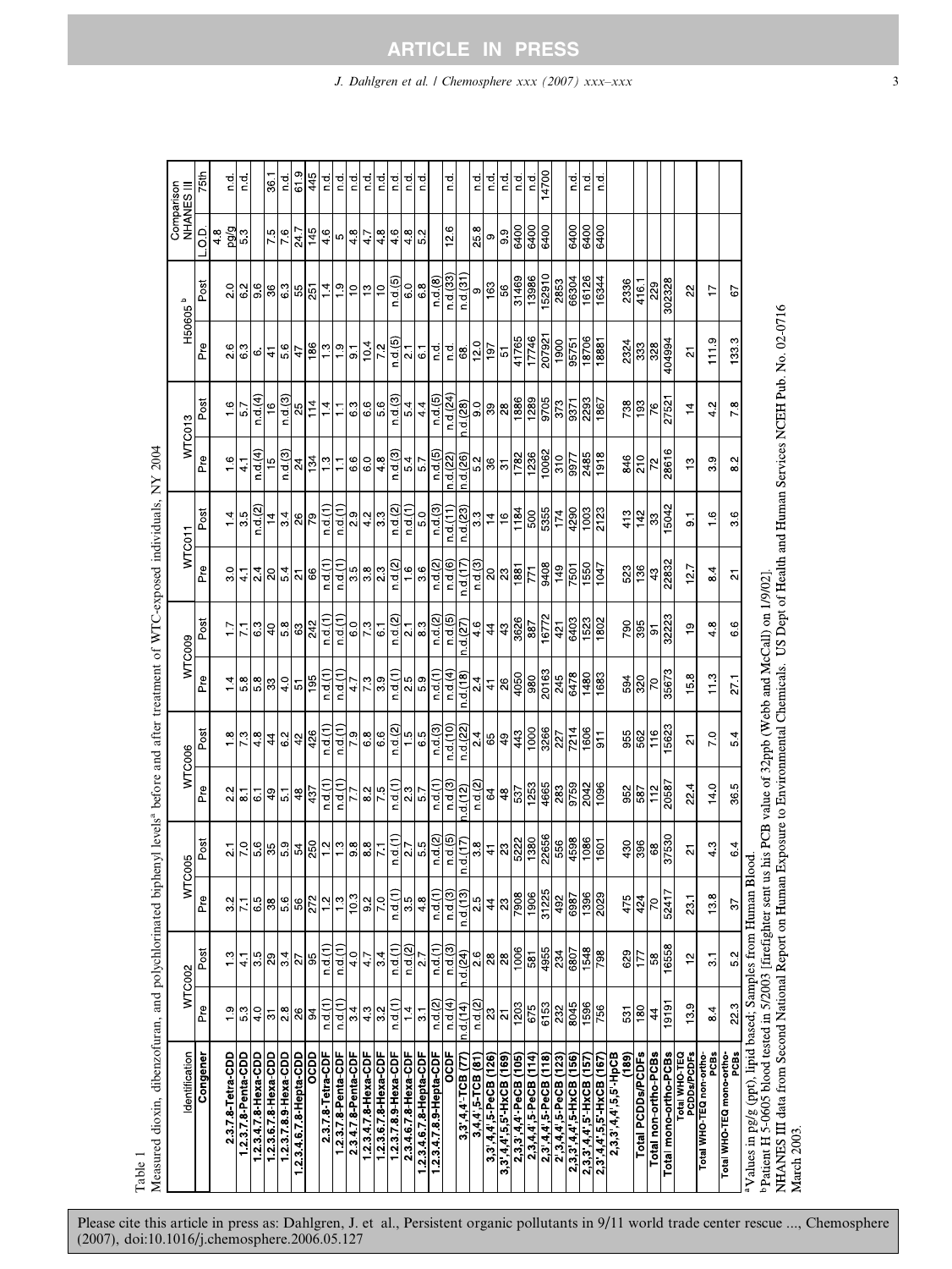Table 1

Measured dioxin, dibenzofuran, and polychlorinated biphenyl levels[a] before and after treatment of WTC-exposed individuals, NY 2004

| Identification | WTC002 | | WTC005 | | WTC006 | | WTC009 | | WTC011 | | WTC013 | | H50605[b] | | Comparison NHANES III | |
|---|---|---|---|---|---|---|---|---|---|---|---|---|---|---|---|---|
| Congener | Pre | Post | Pre | Post | Pre | Post | Pre | Post | Pre | Post | Pre | Post | Pre | Post | L.O.D. | 75th |
| | | | | | | | | | | | | | | | 4.8 | |
| 2,3,7,8-Tetra-CDD | 1.9 | 1.3 | 3.2 | 2.1 | 2.2 | 1.8 | 1.4 | 1.7 | 3.0 | 1.4 | 1.6 | 1.6 | 2.6 | 2.0 | pg/g | n.d. |
| 1,2,3,7,8-Penta-CDD | 5.3 | 4.1 | 7.1 | 7.0 | 8.1 | 7.3 | 5.8 | 7.1 | 4.1 | 3.5 | 4.1 | 5.7 | 6.3 | 6.2 | 5.3 | n.d. |
| 1,2,3,4,7,8-Hexa-CDD | 4.0 | 3.5 | 6.5 | 5.6 | 6.1 | 4.8 | 5.8 | 6.3 | 2.4 | n.d.(2) | n.d.(4) | n.d.(4) | 6. | 9.6 | | |
| 1,2,3,6,7,8-Hexa-CDD | 31 | 29 | 38 | 35 | 49 | 44 | 33 | 40 | 20 | 14 | 15 | 16 | 41 | 36 | 7.5 | 36.1 |
| 1,2,3,7,8,9-Hexa-CDD | 2.8 | 3.4 | 5.6 | 5.9 | 5.1 | 6.2 | 4.0 | 5.8 | 5.4 | 3.4 | n.d.(3) | n.d.(3) | 5.6 | 6.3 | 7.6 | n.d. |
| 1,2,3,4,6,7,8-Hepta-CDD | 26 | 27 | 56 | 54 | 48 | 42 | 51 | 63 | 21 | 26 | 24 | 25 | 47 | 55 | 24.7 | 61.9 |
| OCDD | 94 | 95 | 272 | 250 | 437 | 426 | 195 | 242 | 66 | 79 | 134 | 114 | 186 | 251 | 145 | 445 |
| 2,3,7,8-Tetra-CDF | n.d.(1) | n.d.(1) | 1.2 | 1.2 | n.d.(1) | n.d.(1) | n.d.(1) | n.d.(1) | n.d.(1) | n.d.(1) | 1.3 | 1.4 | 1.3 | 1.4 | 4.6 | n.d. |
| 1,2,3,7,8-Penta-CDF | n.d.(1) | n.d.(1) | 1.3 | 1.3 | n.d.(1) | n.d.(1) | n.d.(1) | n.d.(1) | n.d.(1) | n.d.(1) | 1.1 | 1.1 | 1.9 | 1.9 | 5 | n.d. |
| 2,3,4,7,8-Penta-CDF | 3.4 | 4.0 | 10.3 | 9.8 | 7.7 | 7.9 | 4.7 | 6.0 | 3.5 | 2.9 | 6.6 | 6.3 | 9.1 | 10 | 4.8 | n.d. |
| 1,2,3,4,7,8-Hexa-CDF | 4.3 | 4.7 | 9.2 | 8.8 | 8.2 | 6.8 | 7.3 | 7.3 | 3.8 | 4.2 | 6.0 | 6.6 | 10.4 | 13 | 4.7 | n.d. |
| 1,2,3,6,7,8-Hexa-CDF | 3.2 | 3.4 | 7.0 | 7.1 | 7.5 | 6.6 | 3.9 | 6.1 | 2.3 | 3.3 | 4.8 | 5.6 | 7.2 | 10 | 4.8 | n.d. |
| 1,2,3,7,8,9-Hexa-CDF | n.d.(1) | n.d.(1) | n.d.(1) | n.d.(1) | n.d.(1) | n.d.(2) | n.d.(1) | n.d.(2) | n.d.(2) | n.d.(2) | n.d.(3) | n.d.(3) | n.d.(5) | n.d.(5) | 4.6 | n.d. |
| 2,3,4,6,7,8-Hexa-CDF | 1.4 | n.d.(2) | 3.5 | 2.7 | 2.3 | 1.5 | 2.5 | 2.1 | 1.6 | n.d.(1) | 5.4 | 5.4 | 2.1 | 6.0 | 4.8 | n.d. |
| 1,2,3,4,6,7,8-Hepta-CDF | 3.1 | 2.7 | 4.8 | 5.5 | 5.7 | 6.5 | 5.9 | 8.3 | 3.6 | 5.0 | 5.7 | 4.4 | 6.1 | 6.8 | 5.2 | n.d. |
| 1,2,3,4,7,8,9-Hepta-CDF | n.d.(2) | n.d.(1) | n.d.(1) | n.d.(2) | n.d.(1) | n.d.(3) | n.d.(1) | n.d.(2) | n.d.(2) | n.d.(3) | n.d.(5) | n.d.(5) | n.d. | n.d.(8) | | |
| OCDF | n.d.(4) | n.d.(3) | n.d.(3) | n.d.(5) | n.d.(3) | n.d.(10) | n.d.(4) | n.d.(5) | n.d.(6) | n.d.(11) | n.d.(22) | n.d.(24) | n.d. | n.d.(33) | 12.6 | n.d. |
| 3,3',4,4'-TCB (77) | n.d.(14) | n.d.(24) | n.d.(13) | n.d.(17) | n.d.(12) | n.d.(22) | n.d.(18) | n.d.(27) | n.d.(17) | n.d.(23) | n.d.(26) | n.d.(28) | 68. | n.d.(31) | | |
| 3,4,4',5-TCB (81) | n.d.(2) | 2.6 | 2.5 | 3.8 | n.d.(2) | 2.4 | 2.4 | 4.6 | n.d.(3) | 3.3 | 5.2 | 9.0 | 12.0 | 9 | 25.8 | n.d. |
| 3,3',4,4',5-PeCB (126) | 23 | 28 | 44 | 41 | 64 | 65 | 41 | 44 | 20 | 14 | 36 | 39 | 197 | 163 | 9 | n.d. |
| 3,3',4,4',5,5'-HxCB (169) | 21 | 28 | 23 | 23 | 48 | 49 | 26 | 43 | 23 | 16 | 31 | 28 | 51 | 56 | 9.9 | n.d. |
| 2,3,3',4,4'-PeCB (105) | 1203 | 1006 | 7908 | 5222 | 537 | 443 | 4050 | 3626 | 1881 | 1184 | 1782 | 1886 | 41765 | 31469 | 6400 | n.d. |
| 2,3,4,4',5-PeCB (114) | 675 | 581 | 1906 | 1380 | 1253 | 1000 | 980 | 887 | 771 | 500 | 1236 | 1289 | 17746 | 13986 | 6400 | n.d. |
| 2,3',4,4',5-PeCB (118) | 6153 | 4955 | 31225 | 22656 | 4665 | 3266 | 20163 | 16772 | 9408 | 5355 | 10062 | 9705 | 207921 | 152910 | 6400 | 14700 |
| 2',3,4,4',5-PeCB (123) | 232 | 234 | 492 | 556 | 283 | 227 | 245 | 421 | 149 | 174 | 310 | 373 | 1900 | 2853 | | |
| 2,3,3',4,4',5-HxCB (156) | 8045 | 6807 | 6987 | 4598 | 9759 | 7214 | 6478 | 6403 | 7501 | 4290 | 9977 | 9371 | 95751 | 66304 | 6400 | n.d. |
| 2,3,3',4,4',5'-HxCB (157) | 1596 | 1548 | 1396 | 1086 | 2042 | 1606 | 1480 | 1523 | 1550 | 1003 | 2485 | 2293 | 18706 | 16126 | 6400 | n.d. |
| 2,3',4,4',5,5'-HxCB (167) | 756 | 798 | 2029 | 1601 | 1096 | 911 | 1683 | 1802 | 1047 | 2123 | 1918 | 1867 | 18881 | 16344 | 6400 | n.d. |
| 2,3,3',4,4',5,5'-HpCB (189) | 531 | 629 | 475 | 430 | 952 | 955 | 594 | 790 | 523 | 413 | 846 | 738 | 2324 | 2336 | | |
| Total PCDDs/PCDFs | 180 | 177 | 424 | 396 | 587 | 562 | 320 | 395 | 136 | 142 | 210 | 193 | 333 | 416.1 | | |
| Total non-ortho-PCBs | 44 | 58 | 70 | 68 | 112 | 116 | 70 | 91 | 43 | 33 | 72 | 76 | 328 | 229 | | |
| Total mono-ortho-PCBs | 19191 | 16558 | 52417 | 37530 | 20587 | 15623 | 35673 | 32223 | 22832 | 15042 | 28616 | 27521 | 404994 | 302328 | | |
| Total WHO-TEQ PCDDs/PCDFs | 13.9 | 12 | 23.1 | 21 | 22.4 | 21 | 15.8 | 19 | 12.7 | 9.1 | 13 | 14 | 21 | 22 | | |
| Total WHO-TEQ non-ortho-PCBs | 8.4 | 3.1 | 13.8 | 4.3 | 14.0 | 7.0 | 11.3 | 4.8 | 8.4 | 1.6 | 3.9 | 4.2 | 111.9 | 17 | | |
| Total WHO-TEQ mono-ortho-PCBs | 22.3 | 5.2 | 37 | 6.4 | 36.5 | 5.4 | 27.1 | 6.6 | 21 | 3.6 | 8.2 | 7.8 | 133.3 | 67 | | |

[a] Values in pg/g (ppt), lipid based; Samples from Human Blood.

[b] Patient H 5-0605 blood tested in 5/2003 [firefighter sent us his PCB value of 32ppb (Webb and McCall) on 1/9/02].

NHANES III data from Second National Report on Human Exposure to Environmental Chemicals. US Dept of Health and Human Services NCEH Pub. No. 02-0716 March 2003.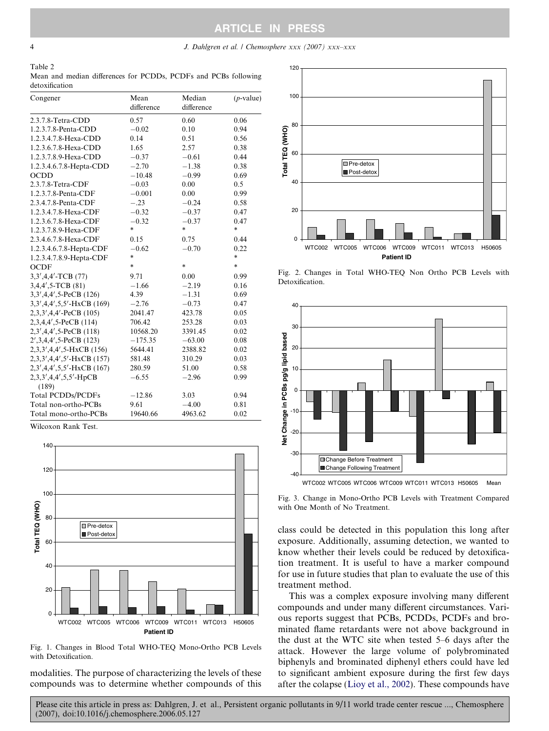Table 2
Mean and median differences for PCDDs, PCDFs and PCBs following detoxification

| Congener | Mean difference | Median difference | (p-value) |
|---|---|---|---|
| 2.3.7.8-Tetra-CDD | 0.57 | 0.60 | 0.06 |
| 1.2.3.7.8-Penta-CDD | −0.02 | 0.10 | 0.94 |
| 1.2.3.4.7.8-Hexa-CDD | 0.14 | 0.51 | 0.56 |
| 1.2.3.6.7.8-Hexa-CDD | 1.65 | 2.57 | 0.38 |
| 1.2.3.7.8.9-Hexa-CDD | −0.37 | −0.61 | 0.44 |
| 1.2.3.4.6.7.8-Hepta-CDD | −2.70 | −1.38 | 0.38 |
| OCDD | −10.48 | −0.99 | 0.69 |
| 2.3.7.8-Tetra-CDF | −0.03 | 0.00 | 0.5 |
| 1.2.3.7.8-Penta-CDF | −0.001 | 0.00 | 0.99 |
| 2.3.4.7.8-Penta-CDF | −.23 | −0.24 | 0.58 |
| 1.2.3.4.7.8-Hexa-CDF | −0.32 | −0.37 | 0.47 |
| 1.2.3.6.7.8-Hexa-CDF | −0.32 | −0.37 | 0.47 |
| 1.2.3.7.8.9-Hexa-CDF | * | * | * |
| 2.3.4.6.7.8-Hexa-CDF | 0.15 | 0.75 | 0.44 |
| 1.2.3.4.6.7.8-Hepta-CDF | −0.62 | −0.70 | 0.22 |
| 1.2.3.4.7.8.9-Hepta-CDF | * | | * |
| OCDF | * | * | * |
| 3,3′,4,4′-TCB (77) | 9.71 | 0.00 | 0.99 |
| 3,4,4′,5-TCB (81) | −1.66 | −2.19 | 0.16 |
| 3,3′,4,4′,5-PeCB (126) | 4.39 | −1.31 | 0.69 |
| 3,3′,4,4′,5,5′-HxCB (169) | −2.76 | −0.73 | 0.47 |
| 2,3,3′,4,4′-PeCB (105) | 2041.47 | 423.78 | 0.05 |
| 2,3,4,4′,5-PeCB (114) | 706.42 | 253.28 | 0.03 |
| 2,3′,4,4′,5-PeCB (118) | 10568.20 | 3391.45 | 0.02 |
| 2′,3,4,4′,5-PeCB (123) | −175.35 | −63.00 | 0.08 |
| 2,3,3′,4,4′,5-HxCB (156) | 5644.41 | 2388.82 | 0.02 |
| 2,3,3′,4,4′,5′-HxCB (157) | 581.48 | 310.29 | 0.03 |
| 2,3′,4,4′,5,5′-HxCB (167) | 280.59 | 51.00 | 0.58 |
| 2,3,3′,4,4′,5,5′-HpCB (189) | −6.55 | −2.96 | 0.99 |
| Total PCDDs/PCDFs | −12.86 | 3.03 | 0.94 |
| Total non-ortho-PCBs | 9.61 | −4.00 | 0.81 |
| Total mono-ortho-PCBs | 19640.66 | 4963.62 | 0.02 |

Wilcoxon Rank Test.

Fig. 1. Changes in Blood Total WHO-TEQ Mono-Ortho PCB Levels with Detoxification.

Fig. 2. Changes in Total WHO-TEQ Non Ortho PCB Levels with Detoxification.

Fig. 3. Change in Mono-Ortho PCB Levels with Treatment Compared with One Month of No Treatment.

modalities. The purpose of characterizing the levels of these compounds was to determine whether compounds of this class could be detected in this population this long after exposure. Additionally, assuming detection, we wanted to know whether their levels could be reduced by detoxification treatment. It is useful to have a marker compound for use in future studies that plan to evaluate the use of this treatment method.

This was a complex exposure involving many different compounds and under many different circumstances. Various reports suggest that PCBs, PCDDs, PCDFs and brominated flame retardants were not above background in the dust at the WTC site when tested 5–6 days after the attack. However the large volume of polybrominated biphenyls and brominated diphenyl ethers could have led to significant ambient exposure during the first few days after the colapse (Lioy et al., 2002). These compounds have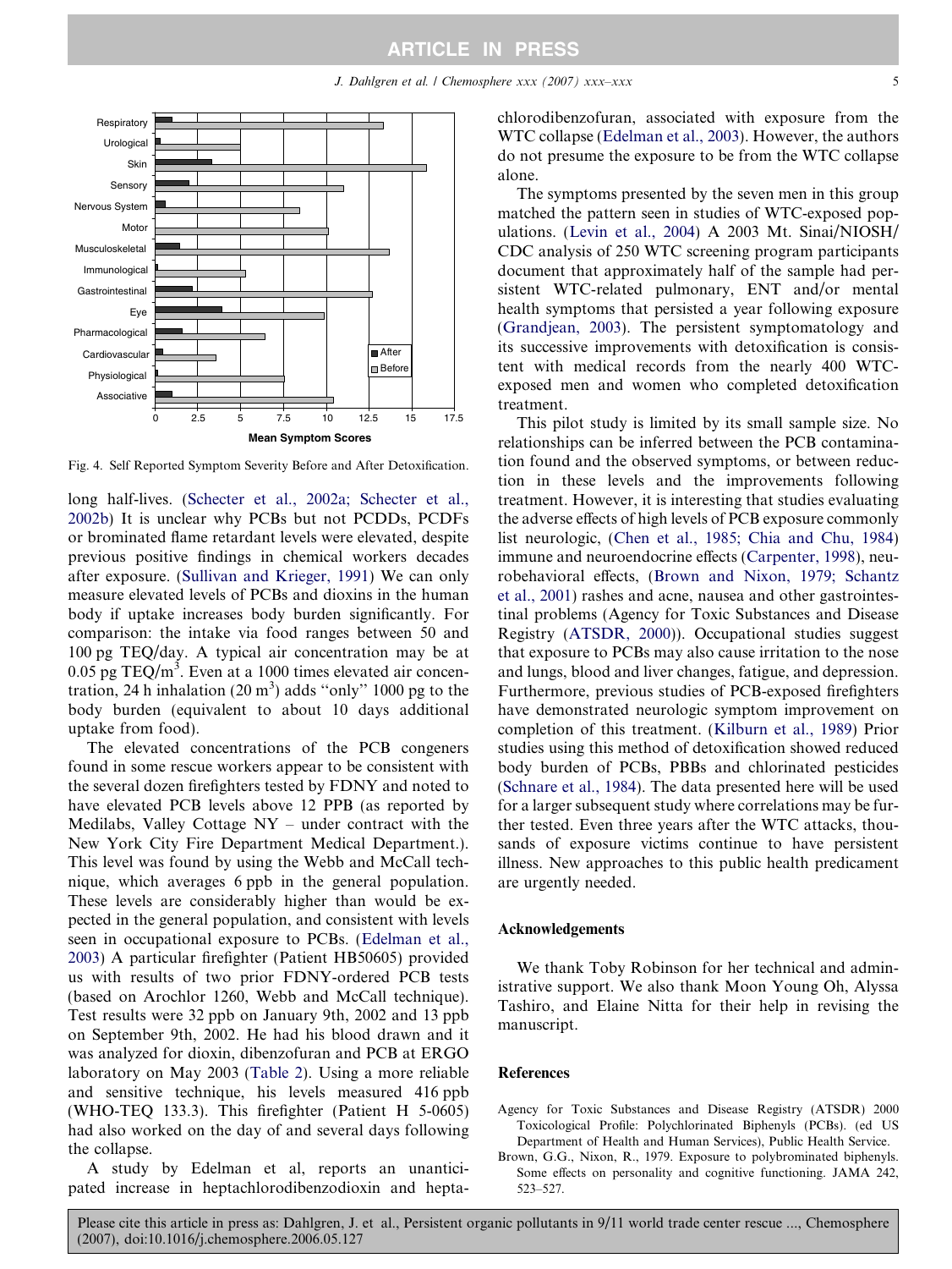Fig. 4. Self Reported Symptom Severity Before and After Detoxification.

long half-lives. (Schecter et al., 2002a; Schecter et al., 2002b) It is unclear why PCBs but not PCDDs, PCDFs or brominated flame retardant levels were elevated, despite previous positive findings in chemical workers decades after exposure. (Sullivan and Krieger, 1991) We can only measure elevated levels of PCBs and dioxins in the human body if uptake increases body burden significantly. For comparison: the intake via food ranges between 50 and 100 pg TEQ/day. A typical air concentration may be at 0.05 pg TEQ/$m^3$. Even at a 1000 times elevated air concentration, 24 h inhalation (20 $m^3$) adds ''only'' 1000 pg to the body burden (equivalent to about 10 days additional uptake from food).

The elevated concentrations of the PCB congeners found in some rescue workers appear to be consistent with the several dozen firefighters tested by FDNY and noted to have elevated PCB levels above 12 PPB (as reported by Medilabs, Valley Cottage NY – under contract with the New York City Fire Department Medical Department.). This level was found by using the Webb and McCall technique, which averages 6 ppb in the general population. These levels are considerably higher than would be expected in the general population, and consistent with levels seen in occupational exposure to PCBs. (Edelman et al., 2003) A particular firefighter (Patient HB50605) provided us with results of two prior FDNY-ordered PCB tests (based on Arochlor 1260, Webb and McCall technique). Test results were 32 ppb on January 9th, 2002 and 13 ppb on September 9th, 2002. He had his blood drawn and it was analyzed for dioxin, dibenzofuran and PCB at ERGO laboratory on May 2003 (Table 2). Using a more reliable and sensitive technique, his levels measured 416 ppb (WHO-TEQ 133.3). This firefighter (Patient H 5-0605) had also worked on the day of and several days following the collapse.

A study by Edelman et al, reports an unanticipated increase in heptachlorodibenzodioxin and heptachlorodibenzofuran, associated with exposure from the WTC collapse (Edelman et al., 2003). However, the authors do not presume the exposure to be from the WTC collapse alone.

The symptoms presented by the seven men in this group matched the pattern seen in studies of WTC-exposed populations. (Levin et al., 2004) A 2003 Mt. Sinai/NIOSH/CDC analysis of 250 WTC screening program participants document that approximately half of the sample had persistent WTC-related pulmonary, ENT and/or mental health symptoms that persisted a year following exposure (Grandjean, 2003). The persistent symptomatology and its successive improvements with detoxification is consistent with medical records from the nearly 400 WTC-exposed men and women who completed detoxification treatment.

This pilot study is limited by its small sample size. No relationships can be inferred between the PCB contamination found and the observed symptoms, or between reduction in these levels and the improvements following treatment. However, it is interesting that studies evaluating the adverse effects of high levels of PCB exposure commonly list neurologic, (Chen et al., 1985; Chia and Chu, 1984) immune and neuroendocrine effects (Carpenter, 1998), neurobehavioral effects, (Brown and Nixon, 1979; Schantz et al., 2001) rashes and acne, nausea and other gastrointestinal problems (Agency for Toxic Substances and Disease Registry (ATSDR, 2000)). Occupational studies suggest that exposure to PCBs may also cause irritation to the nose and lungs, blood and liver changes, fatigue, and depression. Furthermore, previous studies of PCB-exposed firefighters have demonstrated neurologic symptom improvement on completion of this treatment. (Kilburn et al., 1989) Prior studies using this method of detoxification showed reduced body burden of PCBs, PBBs and chlorinated pesticides (Schnare et al., 1984). The data presented here will be used for a larger subsequent study where correlations may be further tested. Even three years after the WTC attacks, thousands of exposure victims continue to have persistent illness. New approaches to this public health predicament are urgently needed.

## Acknowledgements

We thank Toby Robinson for her technical and administrative support. We also thank Moon Young Oh, Alyssa Tashiro, and Elaine Nitta for their help in revising the manuscript.

## References

Agency for Toxic Substances and Disease Registry (ATSDR) 2000 Toxicological Profile: Polychlorinated Biphenyls (PCBs). (ed US Department of Health and Human Services), Public Health Service.

Brown, G.G., Nixon, R., 1979. Exposure to polybrominated biphenyls. Some effects on personality and cognitive functioning. JAMA 242, 523–527.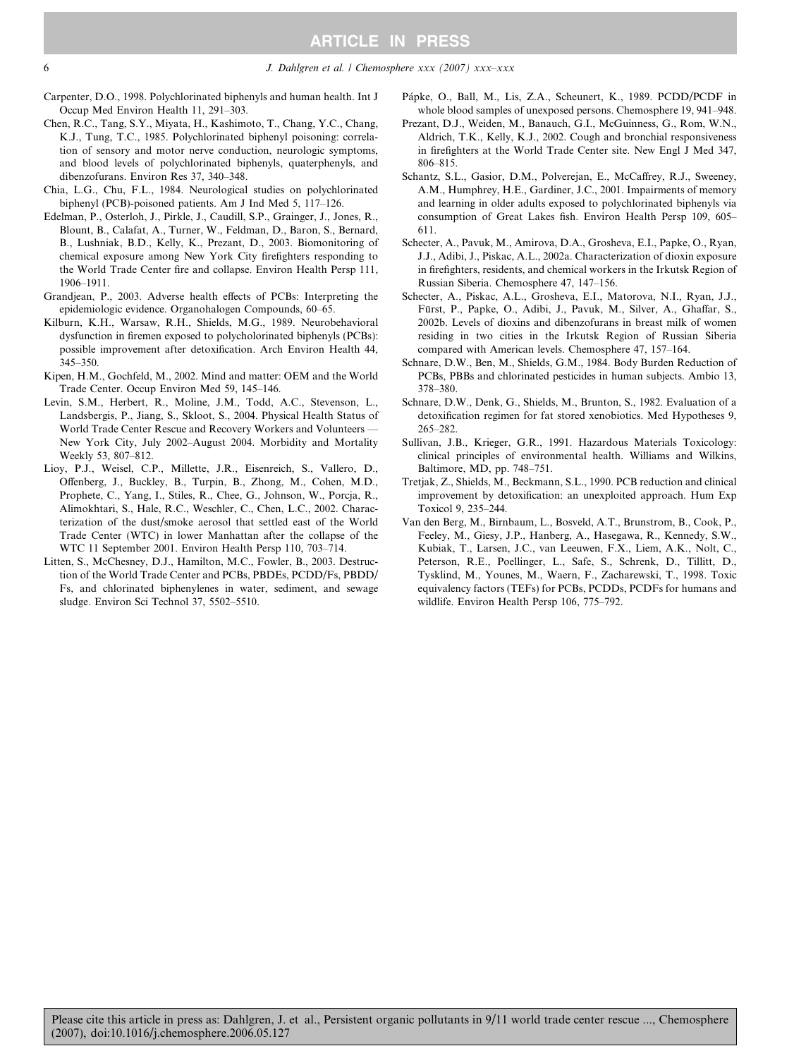Carpenter, D.O., 1998. Polychlorinated biphenyls and human health. Int J Occup Med Environ Health 11, 291–303.

Chen, R.C., Tang, S.Y., Miyata, H., Kashimoto, T., Chang, Y.C., Chang, K.J., Tung, T.C., 1985. Polychlorinated biphenyl poisoning: correlation of sensory and motor nerve conduction, neurologic symptoms, and blood levels of polychlorinated biphenyls, quaterphenyls, and dibenzofurans. Environ Res 37, 340–348.

Chia, L.G., Chu, F.L., 1984. Neurological studies on polychlorinated biphenyl (PCB)-poisoned patients. Am J Ind Med 5, 117–126.

Edelman, P., Osterloh, J., Pirkle, J., Caudill, S.P., Grainger, J., Jones, R., Blount, B., Calafat, A., Turner, W., Feldman, D., Baron, S., Bernard, B., Lushniak, B.D., Kelly, K., Prezant, D., 2003. Biomonitoring of chemical exposure among New York City firefighters responding to the World Trade Center fire and collapse. Environ Health Persp 111, 1906–1911.

Grandjean, P., 2003. Adverse health effects of PCBs: Interpreting the epidemiologic evidence. Organohalogen Compounds, 60–65.

Kilburn, K.H., Warsaw, R.H., Shields, M.G., 1989. Neurobehavioral dysfunction in firemen exposed to polycholorinated biphenyls (PCBs): possible improvement after detoxification. Arch Environ Health 44, 345–350.

Kipen, H.M., Gochfeld, M., 2002. Mind and matter: OEM and the World Trade Center. Occup Environ Med 59, 145–146.

Levin, S.M., Herbert, R., Moline, J.M., Todd, A.C., Stevenson, L., Landsbergis, P., Jiang, S., Skloot, S., 2004. Physical Health Status of World Trade Center Rescue and Recovery Workers and Volunteers — New York City, July 2002–August 2004. Morbidity and Mortality Weekly 53, 807–812.

Lioy, P.J., Weisel, C.P., Millette, J.R., Eisenreich, S., Vallero, D., Offenberg, J., Buckley, B., Turpin, B., Zhong, M., Cohen, M.D., Prophete, C., Yang, I., Stiles, R., Chee, G., Johnson, W., Porcja, R., Alimokhtari, S., Hale, R.C., Weschler, C., Chen, L.C., 2002. Characterization of the dust/smoke aerosol that settled east of the World Trade Center (WTC) in lower Manhattan after the collapse of the WTC 11 September 2001. Environ Health Persp 110, 703–714.

Litten, S., McChesney, D.J., Hamilton, M.C., Fowler, B., 2003. Destruction of the World Trade Center and PCBs, PBDEs, PCDD/Fs, PBDD/Fs, and chlorinated biphenylenes in water, sediment, and sewage sludge. Environ Sci Technol 37, 5502–5510.

Pápke, O., Ball, M., Lis, Z.A., Scheunert, K., 1989. PCDD/PCDF in whole blood samples of unexposed persons. Chemosphere 19, 941–948.

Prezant, D.J., Weiden, M., Banauch, G.I., McGuinness, G., Rom, W.N., Aldrich, T.K., Kelly, K.J., 2002. Cough and bronchial responsiveness in firefighters at the World Trade Center site. New Engl J Med 347, 806–815.

Schantz, S.L., Gasior, D.M., Polverejan, E., McCaffrey, R.J., Sweeney, A.M., Humphrey, H.E., Gardiner, J.C., 2001. Impairments of memory and learning in older adults exposed to polychlorinated biphenyls via consumption of Great Lakes fish. Environ Health Persp 109, 605–611.

Schecter, A., Pavuk, M., Amirova, D.A., Grosheva, E.I., Papke, O., Ryan, J.J., Adibi, J., Piskac, A.L., 2002a. Characterization of dioxin exposure in firefighters, residents, and chemical workers in the Irkutsk Region of Russian Siberia. Chemosphere 47, 147–156.

Schecter, A., Piskac, A.L., Grosheva, E.I., Matorova, N.I., Ryan, J.J., Fürst, P., Papke, O., Adibi, J., Pavuk, M., Silver, A., Ghaffar, S., 2002b. Levels of dioxins and dibenzofurans in breast milk of women residing in two cities in the Irkutsk Region of Russian Siberia compared with American levels. Chemosphere 47, 157–164.

Schnare, D.W., Ben, M., Shields, G.M., 1984. Body Burden Reduction of PCBs, PBBs and chlorinated pesticides in human subjects. Ambio 13, 378–380.

Schnare, D.W., Denk, G., Shields, M., Brunton, S., 1982. Evaluation of a detoxification regimen for fat stored xenobiotics. Med Hypotheses 9, 265–282.

Sullivan, J.B., Krieger, G.R., 1991. Hazardous Materials Toxicology: clinical principles of environmental health. Williams and Wilkins, Baltimore, MD, pp. 748–751.

Tretjak, Z., Shields, M., Beckmann, S.L., 1990. PCB reduction and clinical improvement by detoxification: an unexploited approach. Hum Exp Toxicol 9, 235–244.

Van den Berg, M., Birnbaum, L., Bosveld, A.T., Brunstrom, B., Cook, P., Feeley, M., Giesy, J.P., Hanberg, A., Hasegawa, R., Kennedy, S.W., Kubiak, T., Larsen, J.C., van Leeuwen, F.X., Liem, A.K., Nolt, C., Peterson, R.E., Poellinger, L., Safe, S., Schrenk, D., Tillitt, D., Tysklind, M., Younes, M., Waern, F., Zacharewski, T., 1998. Toxic equivalency factors (TEFs) for PCBs, PCDDs, PCDFs for humans and wildlife. Environ Health Persp 106, 775–792.